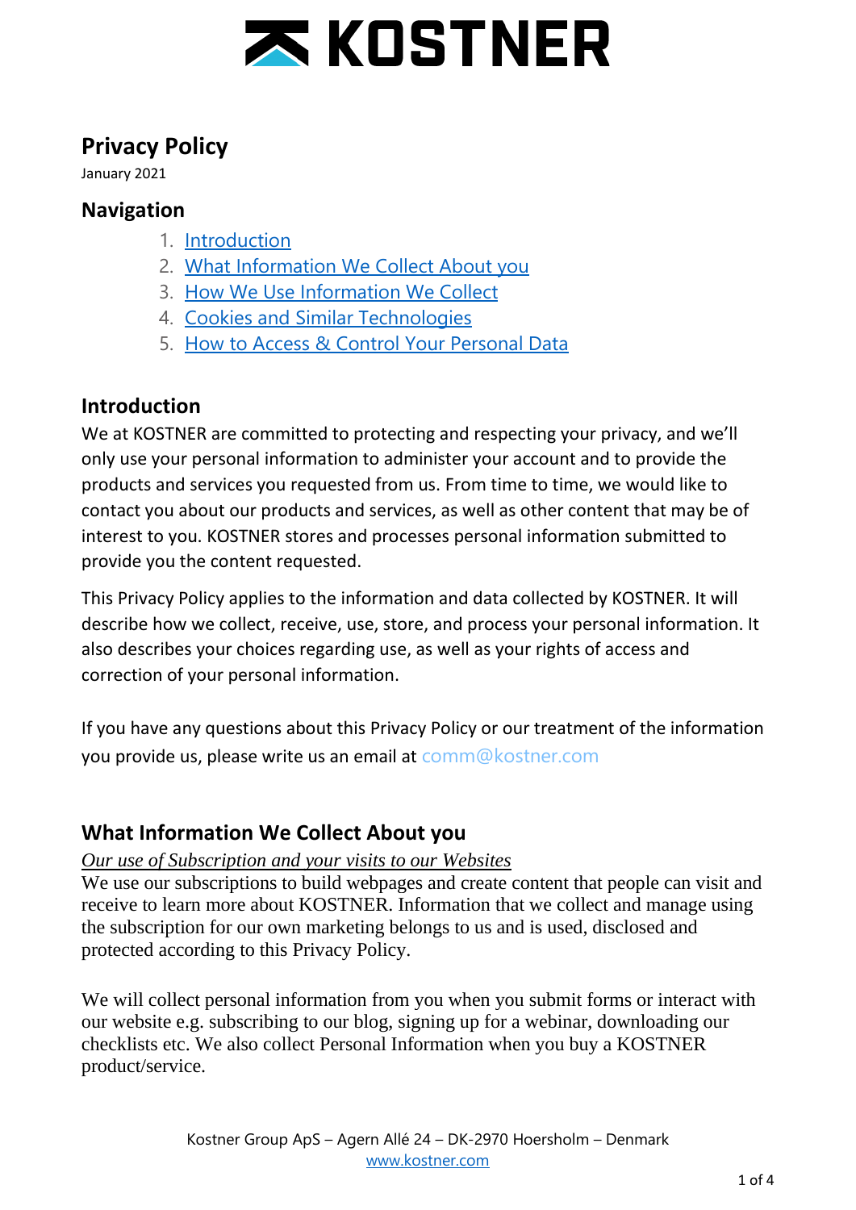# KOSTNER

## Privacy Policy

January 2021

## Navigation

1. Introduction
2. What Information We Collect About you
3. How We Use Information We Collect
4. Cookies and Similar Technologies
5. How to Access & Control Your Personal Data

## Introduction

We at KOSTNER are committed to protecting and respecting your privacy, and we'll only use your personal information to administer your account and to provide the products and services you requested from us. From time to time, we would like to contact you about our products and services, as well as other content that may be of interest to you. KOSTNER stores and processes personal information submitted to provide you the content requested.

This Privacy Policy applies to the information and data collected by KOSTNER. It will describe how we collect, receive, use, store, and process your personal information. It also describes your choices regarding use, as well as your rights of access and correction of your personal information.

If you have any questions about this Privacy Policy or our treatment of the information you provide us, please write us an email at comm@kostner.com

## What Information We Collect About you

*Our use of Subscription and your visits to our Websites*

We use our subscriptions to build webpages and create content that people can visit and receive to learn more about KOSTNER. Information that we collect and manage using the subscription for our own marketing belongs to us and is used, disclosed and protected according to this Privacy Policy.

We will collect personal information from you when you submit forms or interact with our website e.g. subscribing to our blog, signing up for a webinar, downloading our checklists etc. We also collect Personal Information when you buy a KOSTNER product/service.

Kostner Group ApS – Agern Allé 24 – DK-2970 Hoersholm – Denmark
www.kostner.com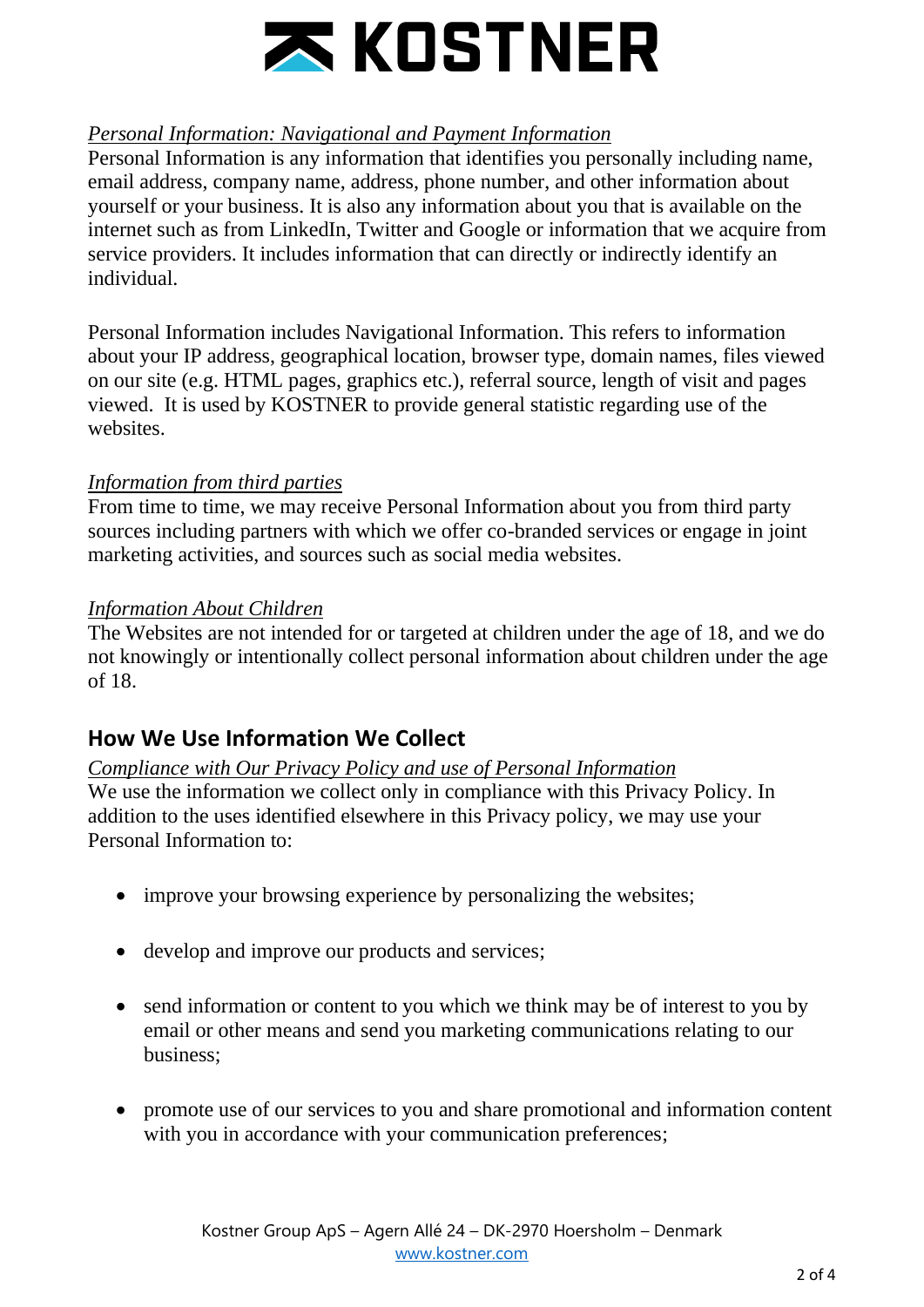*Personal Information: Navigational and Payment Information*

Personal Information is any information that identifies you personally including name, email address, company name, address, phone number, and other information about yourself or your business. It is also any information about you that is available on the internet such as from LinkedIn, Twitter and Google or information that we acquire from service providers. It includes information that can directly or indirectly identify an individual.

Personal Information includes Navigational Information. This refers to information about your IP address, geographical location, browser type, domain names, files viewed on our site (e.g. HTML pages, graphics etc.), referral source, length of visit and pages viewed. It is used by KOSTNER to provide general statistic regarding use of the websites.

*Information from third parties*

From time to time, we may receive Personal Information about you from third party sources including partners with which we offer co-branded services or engage in joint marketing activities, and sources such as social media websites.

*Information About Children*

The Websites are not intended for or targeted at children under the age of 18, and we do not knowingly or intentionally collect personal information about children under the age of 18.

## How We Use Information We Collect

*Compliance with Our Privacy Policy and use of Personal Information*

We use the information we collect only in compliance with this Privacy Policy. In addition to the uses identified elsewhere in this Privacy policy, we may use your Personal Information to:

- improve your browsing experience by personalizing the websites;
- develop and improve our products and services;
- send information or content to you which we think may be of interest to you by email or other means and send you marketing communications relating to our business;
- promote use of our services to you and share promotional and information content with you in accordance with your communication preferences;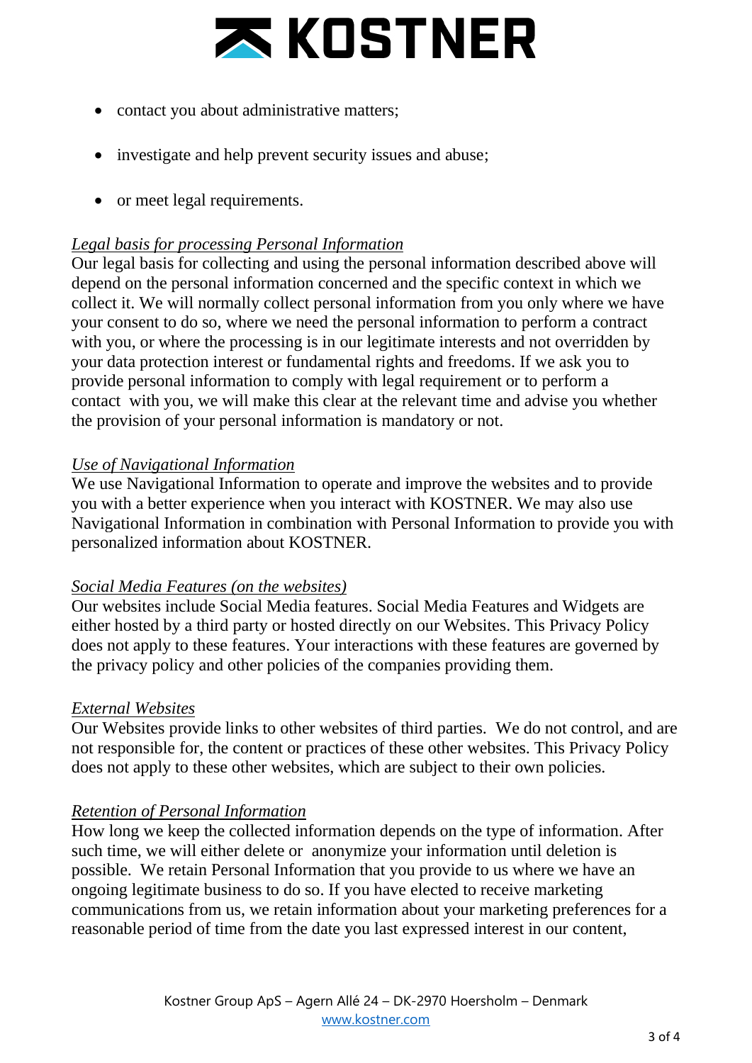- contact you about administrative matters;
- investigate and help prevent security issues and abuse;
- or meet legal requirements.

*Legal basis for processing Personal Information*

Our legal basis for collecting and using the personal information described above will depend on the personal information concerned and the specific context in which we collect it. We will normally collect personal information from you only where we have your consent to do so, where we need the personal information to perform a contract with you, or where the processing is in our legitimate interests and not overridden by your data protection interest or fundamental rights and freedoms. If we ask you to provide personal information to comply with legal requirement or to perform a contact with you, we will make this clear at the relevant time and advise you whether the provision of your personal information is mandatory or not.

*Use of Navigational Information*

We use Navigational Information to operate and improve the websites and to provide you with a better experience when you interact with KOSTNER. We may also use Navigational Information in combination with Personal Information to provide you with personalized information about KOSTNER.

*Social Media Features (on the websites)*

Our websites include Social Media features. Social Media Features and Widgets are either hosted by a third party or hosted directly on our Websites. This Privacy Policy does not apply to these features. Your interactions with these features are governed by the privacy policy and other policies of the companies providing them.

*External Websites*

Our Websites provide links to other websites of third parties. We do not control, and are not responsible for, the content or practices of these other websites. This Privacy Policy does not apply to these other websites, which are subject to their own policies.

*Retention of Personal Information*

How long we keep the collected information depends on the type of information. After such time, we will either delete or anonymize your information until deletion is possible. We retain Personal Information that you provide to us where we have an ongoing legitimate business to do so. If you have elected to receive marketing communications from us, we retain information about your marketing preferences for a reasonable period of time from the date you last expressed interest in our content,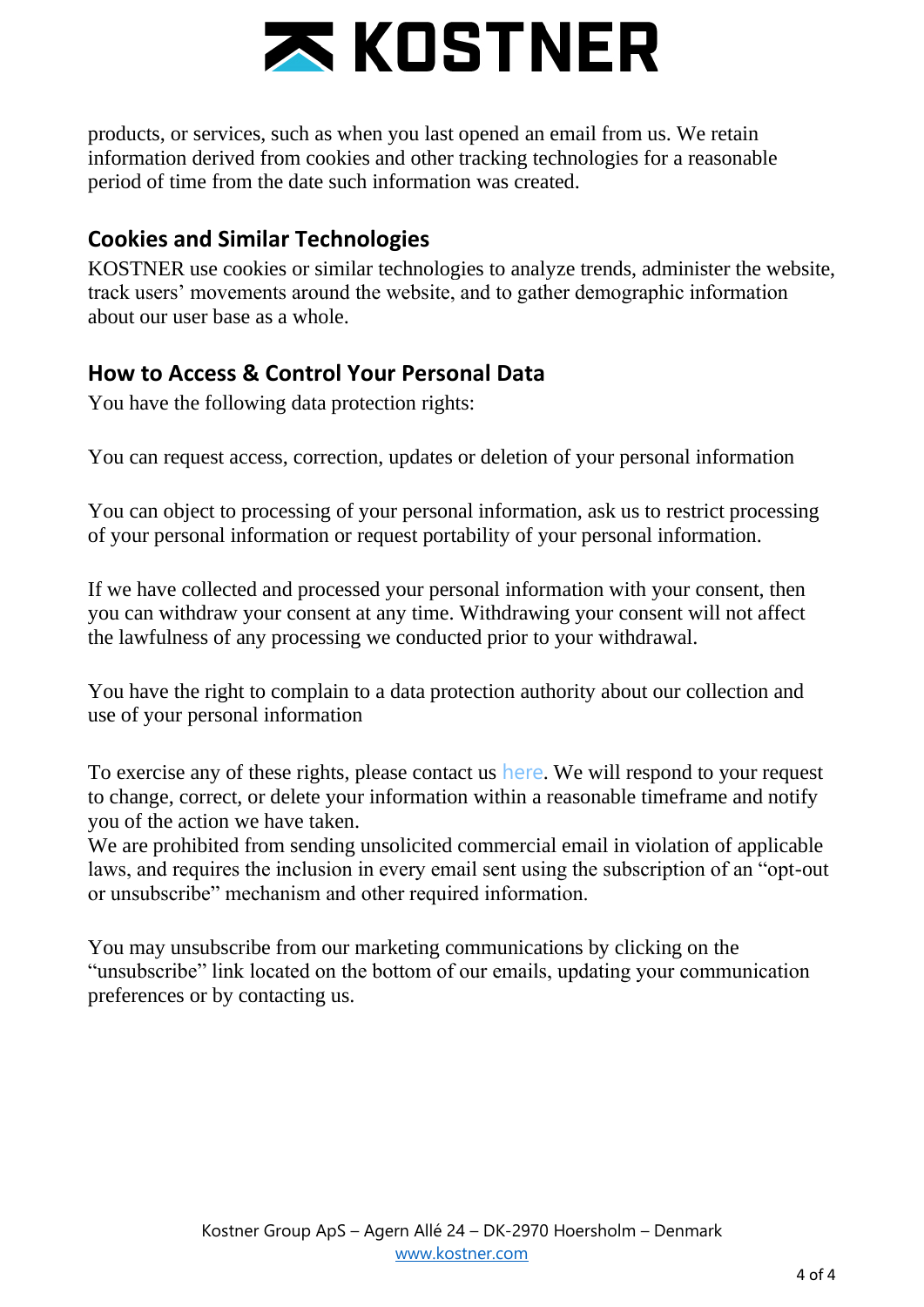products, or services, such as when you last opened an email from us. We retain information derived from cookies and other tracking technologies for a reasonable period of time from the date such information was created.

## Cookies and Similar Technologies

KOSTNER use cookies or similar technologies to analyze trends, administer the website, track users' movements around the website, and to gather demographic information about our user base as a whole.

## How to Access & Control Your Personal Data

You have the following data protection rights:

You can request access, correction, updates or deletion of your personal information

You can object to processing of your personal information, ask us to restrict processing of your personal information or request portability of your personal information.

If we have collected and processed your personal information with your consent, then you can withdraw your consent at any time. Withdrawing your consent will not affect the lawfulness of any processing we conducted prior to your withdrawal.

You have the right to complain to a data protection authority about our collection and use of your personal information

To exercise any of these rights, please contact us here. We will respond to your request to change, correct, or delete your information within a reasonable timeframe and notify you of the action we have taken.
We are prohibited from sending unsolicited commercial email in violation of applicable laws, and requires the inclusion in every email sent using the subscription of an "opt-out or unsubscribe" mechanism and other required information.

You may unsubscribe from our marketing communications by clicking on the "unsubscribe" link located on the bottom of our emails, updating your communication preferences or by contacting us.